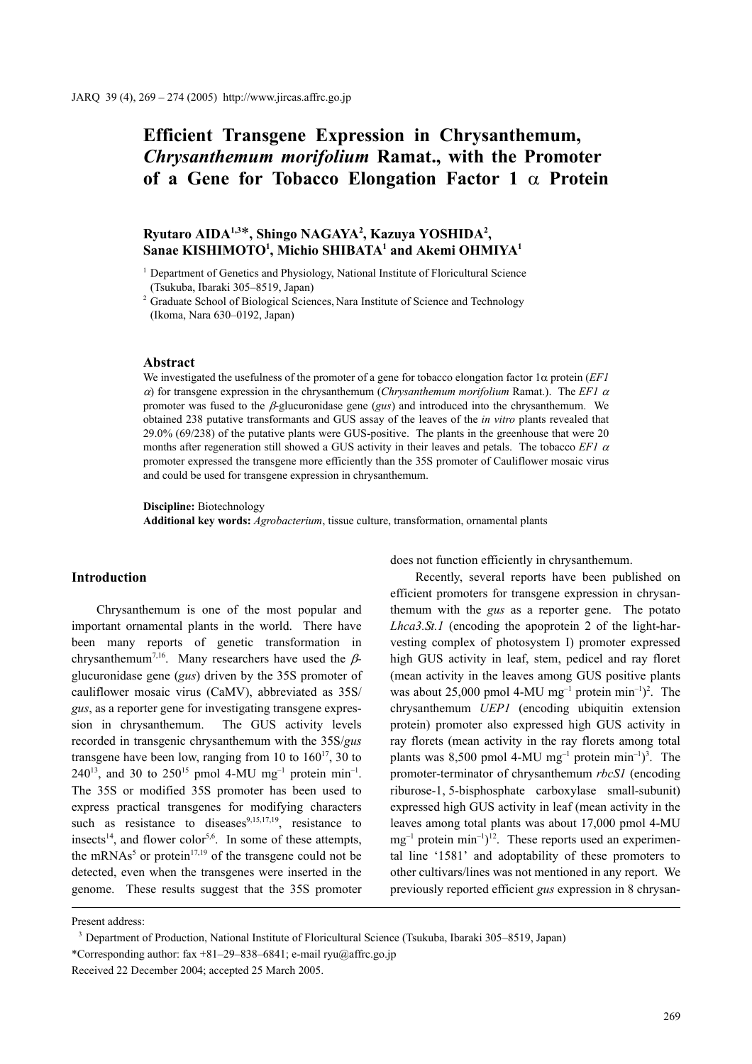// Efficient Transgene Expression in Chrysanthemum, *Chrysanthemum morifolium* Ramat., with the Promoter of a Gene for Tobacco Elongation Factor 1 α Protein

**Ryutaro AIDA[1,3]*, Shingo NAGAYA[2], Kazuya YOSHIDA[2], Sanae KISHIMOTO[1], Michio SHIBATA[1] and Akemi OHMIYA[1]**

[1] Department of Genetics and Physiology, National Institute of Floricultural Science (Tsukuba, Ibaraki 305–8519, Japan)

[2] Graduate School of Biological Sciences, Nara Institute of Science and Technology (Ikoma, Nara 630–0192, Japan)

## Abstract

We investigated the usefulness of the promoter of a gene for tobacco elongation factor 1α protein (*EF1 α*) for transgene expression in the chrysanthemum (*Chrysanthemum morifolium* Ramat.). The *EF1 α* promoter was fused to the β-glucuronidase gene (*gus*) and introduced into the chrysanthemum. We obtained 238 putative transformants and GUS assay of the leaves of the *in vitro* plants revealed that 29.0% (69/238) of the putative plants were GUS-positive. The plants in the greenhouse that were 20 months after regeneration still showed a GUS activity in their leaves and petals. The tobacco *EF1 α* promoter expressed the transgene more efficiently than the 35S promoter of Cauliflower mosaic virus and could be used for transgene expression in chrysanthemum.

**Discipline:** Biotechnology
**Additional key words:** *Agrobacterium*, tissue culture, transformation, ornamental plants

## Introduction

Chrysanthemum is one of the most popular and important ornamental plants in the world. There have been many reports of genetic transformation in chrysanthemum[7,16]. Many researchers have used the β-glucuronidase gene (*gus*) driven by the 35S promoter of cauliflower mosaic virus (CaMV), abbreviated as 35S/*gus*, as a reporter gene for investigating transgene expression in chrysanthemum. The GUS activity levels recorded in transgenic chrysanthemum with the 35S/*gus* transgene have been low, ranging from 10 to 160[17], 30 to 240[13], and 30 to 250[15] pmol 4-MU $mg^{-1}$ protein $min^{-1}$. The 35S or modified 35S promoter has been used to express practical transgenes for modifying characters such as resistance to diseases[9,15,17,19], resistance to insects[14], and flower color[5,6]. In some of these attempts, the mRNAs[5] or protein[17,19] of the transgene could not be detected, even when the transgenes were inserted in the genome. These results suggest that the 35S promoter does not function efficiently in chrysanthemum.

Recently, several reports have been published on efficient promoters for transgene expression in chrysanthemum with the *gus* as a reporter gene. The potato *Lhca3.St.1* (encoding the apoprotein 2 of the light-harvesting complex of photosystem I) promoter expressed high GUS activity in leaf, stem, pedicel and ray floret (mean activity in the leaves among GUS positive plants was about 25,000 pmol 4-MU $mg^{-1}$ protein $min^{-1}$)[2]. The chrysanthemum *UEP1* (encoding ubiquitin extension protein) promoter also expressed high GUS activity in ray florets (mean activity in the ray florets among total plants was 8,500 pmol 4-MU $mg^{-1}$ protein $min^{-1}$)[3]. The promoter-terminator of chrysanthemum *rbcS1* (encoding riburose-1, 5-bisphosphate carboxylase small-subunit) expressed high GUS activity in leaf (mean activity in the leaves among total plants was about 17,000 pmol 4-MU $mg^{-1}$ protein $min^{-1}$)[12]. These reports used an experimental line '1581' and adoptability of these promoters to other cultivars/lines was not mentioned in any report. We previously reported efficient *gus* expression in 8 chrysan-

Present address:

[3] Department of Production, National Institute of Floricultural Science (Tsukuba, Ibaraki 305–8519, Japan)

*Corresponding author: fax +81–29–838–6841; e-mail ryu@affrc.go.jp

Received 22 December 2004; accepted 25 March 2005.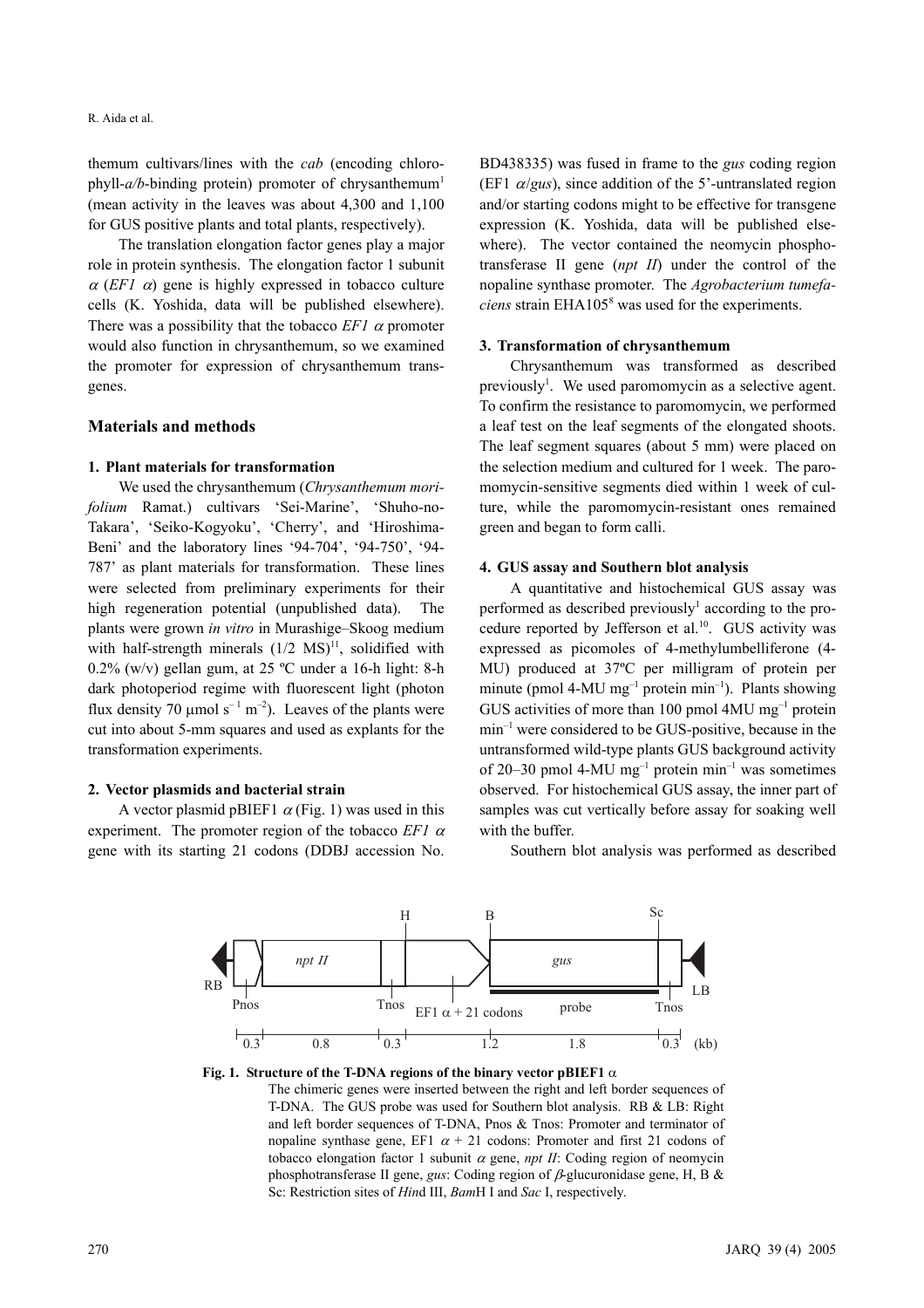themum cultivars/lines with the *cab* (encoding chlorophyll-*a/b*-binding protein) promoter of chrysanthemum[1] (mean activity in the leaves was about 4,300 and 1,100 for GUS positive plants and total plants, respectively).

The translation elongation factor genes play a major role in protein synthesis. The elongation factor 1 subunit $\alpha$ (*EF1 $\alpha$*) gene is highly expressed in tobacco culture cells (K. Yoshida, data will be published elsewhere). There was a possibility that the tobacco *EF1 $\alpha$* promoter would also function in chrysanthemum, so we examined the promoter for expression of chrysanthemum transgenes.

## Materials and methods

### 1. Plant materials for transformation

We used the chrysanthemum (*Chrysanthemum morifolium* Ramat.) cultivars 'Sei-Marine', 'Shuho-no-Takara', 'Seiko-Kogyoku', 'Cherry', and 'Hiroshima-Beni' and the laboratory lines '94-704', '94-750', '94-787' as plant materials for transformation. These lines were selected from preliminary experiments for their high regeneration potential (unpublished data). The plants were grown *in vitro* in Murashige–Skoog medium with half-strength minerals (1/2 MS)[11], solidified with 0.2% (w/v) gellan gum, at 25 ºC under a 16-h light: 8-h dark photoperiod regime with fluorescent light (photon flux density 70 $\mu$mol $s^{-1}$ $m^{-2}$). Leaves of the plants were cut into about 5-mm squares and used as explants for the transformation experiments.

### 2. Vector plasmids and bacterial strain

A vector plasmid pBIEF1 $\alpha$ (Fig. 1) was used in this experiment. The promoter region of the tobacco *EF1 $\alpha$* gene with its starting 21 codons (DDBJ accession No. BD438335) was fused in frame to the *gus* coding region (EF1 $\alpha$/*gus*), since addition of the 5'-untranslated region and/or starting codons might to be effective for transgene expression (K. Yoshida, data will be published elsewhere). The vector contained the neomycin phosphotransferase II gene (*npt II*) under the control of the nopaline synthase promoter. The *Agrobacterium tumefaciens* strain EHA105[8] was used for the experiments.

### 3. Transformation of chrysanthemum

Chrysanthemum was transformed as described previously[1]. We used paromomycin as a selective agent. To confirm the resistance to paromomycin, we performed a leaf test on the leaf segments of the elongated shoots. The leaf segment squares (about 5 mm) were placed on the selection medium and cultured for 1 week. The paromomycin-sensitive segments died within 1 week of culture, while the paromomycin-resistant ones remained green and began to form calli.

### 4. GUS assay and Southern blot analysis

A quantitative and histochemical GUS assay was performed as described previously[1] according to the procedure reported by Jefferson et al.[10]. GUS activity was expressed as picomoles of 4-methylumbelliferone (4-MU) produced at 37ºC per milligram of protein per minute (pmol 4-MU $mg^{-1}$ protein $min^{-1}$). Plants showing GUS activities of more than 100 pmol 4MU $mg^{-1}$ protein $min^{-1}$ were considered to be GUS-positive, because in the untransformed wild-type plants GUS background activity of 20–30 pmol 4-MU $mg^{-1}$ protein $min^{-1}$ was sometimes observed. For histochemical GUS assay, the inner part of samples was cut vertically before assay for soaking well with the buffer.

Southern blot analysis was performed as described

**Fig. 1. Structure of the T-DNA regions of the binary vector pBIEF1 $\alpha$**

The chimeric genes were inserted between the right and left border sequences of T-DNA. The GUS probe was used for Southern blot analysis. RB & LB: Right and left border sequences of T-DNA, Pnos & Tnos: Promoter and terminator of nopaline synthase gene, EF1 $\alpha$ + 21 codons: Promoter and first 21 codons of tobacco elongation factor 1 subunit $\alpha$ gene, *npt II*: Coding region of neomycin phosphotransferase II gene, *gus*: Coding region of $\beta$-glucuronidase gene, H, B & Sc: Restriction sites of *Hin*d III, *Bam*H I and *Sac* I, respectively.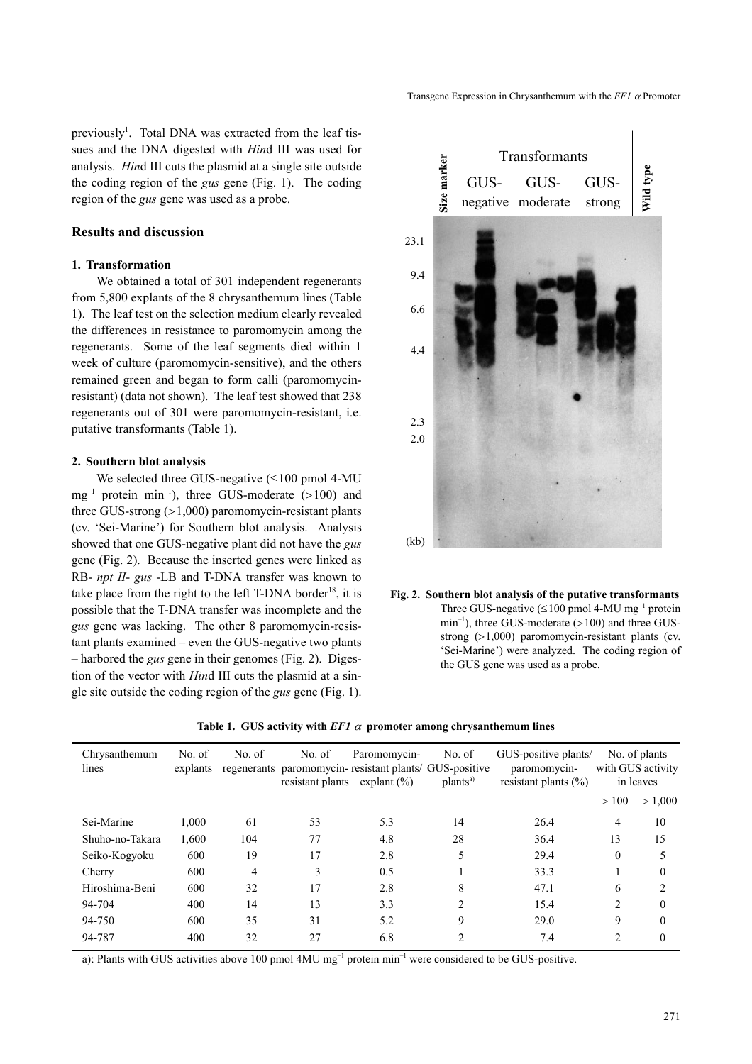previously[1]. Total DNA was extracted from the leaf tissues and the DNA digested with *Hin*d III was used for analysis. *Hin*d III cuts the plasmid at a single site outside the coding region of the *gus* gene (Fig. 1). The coding region of the *gus* gene was used as a probe.

## Results and discussion

### 1. Transformation

We obtained a total of 301 independent regenerants from 5,800 explants of the 8 chrysanthemum lines (Table 1). The leaf test on the selection medium clearly revealed the differences in resistance to paromomycin among the regenerants. Some of the leaf segments died within 1 week of culture (paromomycin-sensitive), and the others remained green and began to form calli (paromomycin-resistant) (data not shown). The leaf test showed that 238 regenerants out of 301 were paromomycin-resistant, i.e. putative transformants (Table 1).

### 2. Southern blot analysis

We selected three GUS-negative (≤100 pmol 4-MU mg$^{-1}$ protein min$^{-1}$), three GUS-moderate (>100) and three GUS-strong (>1,000) paromomycin-resistant plants (cv. 'Sei-Marine') for Southern blot analysis. Analysis showed that one GUS-negative plant did not have the *gus* gene (Fig. 2). Because the inserted genes were linked as RB- *npt II*- *gus* -LB and T-DNA transfer was known to take place from the right to the left T-DNA border[18], it is possible that the T-DNA transfer was incomplete and the *gus* gene was lacking. The other 8 paromomycin-resistant plants examined – even the GUS-negative two plants – harbored the *gus* gene in their genomes (Fig. 2). Digestion of the vector with *Hin*d III cuts the plasmid at a single site outside the coding region of the *gus* gene (Fig. 1).

**Fig. 2. Southern blot analysis of the putative transformants**
Three GUS-negative (≤100 pmol 4-MU mg$^{-1}$ protein min$^{-1}$), three GUS-moderate (>100) and three GUS-strong (>1,000) paromomycin-resistant plants (cv. 'Sei-Marine') were analyzed. The coding region of the GUS gene was used as a probe.

**Table 1. GUS activity with *EF1 α* promoter among chrysanthemum lines**

| Chrysanthemum lines | No. of explants | No. of regenerants | No. of paromomycin-resistant plants | Paromomycin-resistant plants/ explant (%) | No. of GUS-positive plants[a)] | GUS-positive plants/ paromomycin-resistant plants (%) | No. of plants with GUS activity in leaves | |
|---|---|---|---|---|---|---|---|---|
| | | | | | | | > 100 | > 1,000 |
| Sei-Marine | 1,000 | 61 | 53 | 5.3 | 14 | 26.4 | 4 | 10 |
| Shuho-no-Takara | 1,600 | 104 | 77 | 4.8 | 28 | 36.4 | 13 | 15 |
| Seiko-Kogyoku | 600 | 19 | 17 | 2.8 | 5 | 29.4 | 0 | 5 |
| Cherry | 600 | 4 | 3 | 0.5 | 1 | 33.3 | 1 | 0 |
| Hiroshima-Beni | 600 | 32 | 17 | 2.8 | 8 | 47.1 | 6 | 2 |
| 94-704 | 400 | 14 | 13 | 3.3 | 2 | 15.4 | 2 | 0 |
| 94-750 | 600 | 35 | 31 | 5.2 | 9 | 29.0 | 9 | 0 |
| 94-787 | 400 | 32 | 27 | 6.8 | 2 | 7.4 | 2 | 0 |

a): Plants with GUS activities above 100 pmol 4MU mg$^{-1}$ protein min$^{-1}$ were considered to be GUS-positive.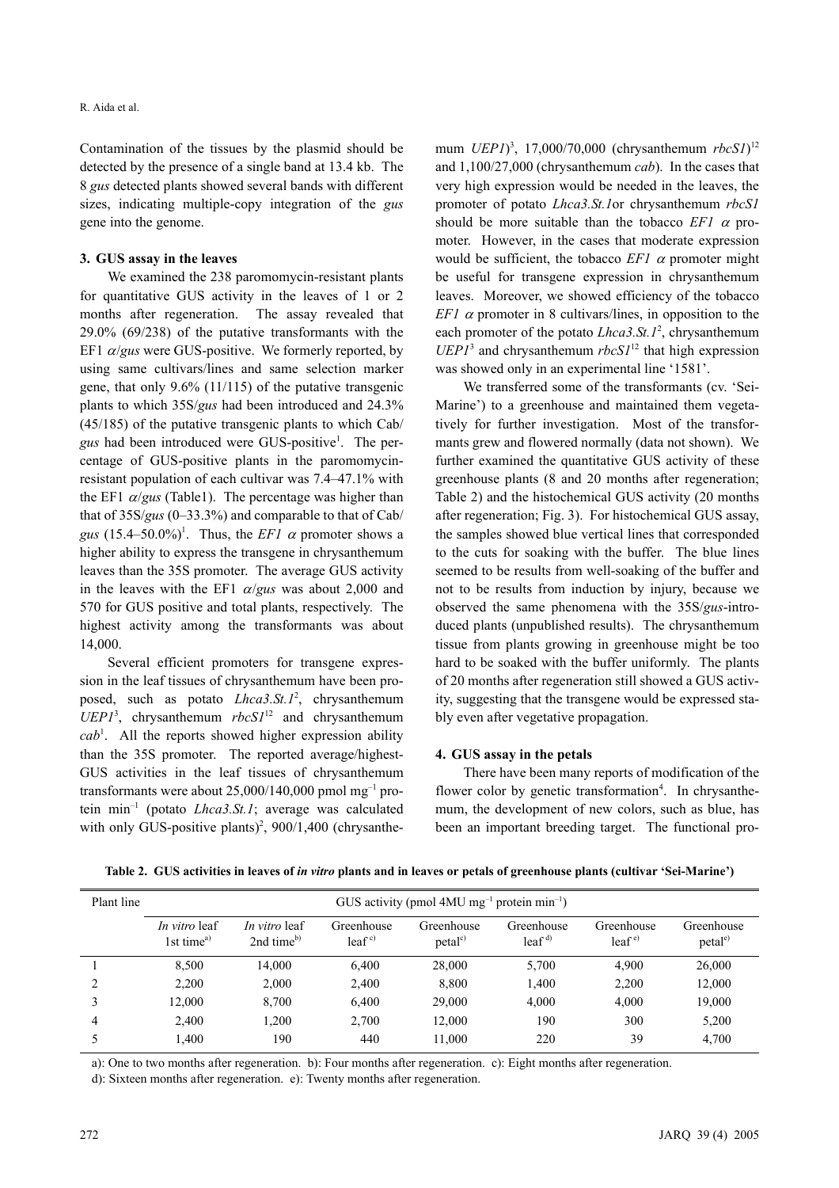Contamination of the tissues by the plasmid should be detected by the presence of a single band at 13.4 kb. The 8 *gus* detected plants showed several bands with different sizes, indicating multiple-copy integration of the *gus* gene into the genome.

### 3. GUS assay in the leaves

We examined the 238 paromomycin-resistant plants for quantitative GUS activity in the leaves of 1 or 2 months after regeneration. The assay revealed that 29.0% (69/238) of the putative transformants with the EF1 $\alpha$/*gus* were GUS-positive. We formerly reported, by using same cultivars/lines and same selection marker gene, that only 9.6% (11/115) of the putative transgenic plants to which 35S/*gus* had been introduced and 24.3% (45/185) of the putative transgenic plants to which Cab/*gus* had been introduced were GUS-positive[1]. The percentage of GUS-positive plants in the paromomycin-resistant population of each cultivar was 7.4–47.1% with the EF1 $\alpha$/*gus* (Table1). The percentage was higher than that of 35S/*gus* (0–33.3%) and comparable to that of Cab/*gus* (15.4–50.0%)[1]. Thus, the *EF1* $\alpha$ promoter shows a higher ability to express the transgene in chrysanthemum leaves than the 35S promoter. The average GUS activity in the leaves with the EF1 $\alpha$/*gus* was about 2,000 and 570 for GUS positive and total plants, respectively. The highest activity among the transformants was about 14,000.

Several efficient promoters for transgene expression in the leaf tissues of chrysanthemum have been proposed, such as potato *Lhca3.St.1*[2], chrysanthemum *UEP1*[3], chrysanthemum *rbcS1*[12] and chrysanthemum *cab*[1]. All the reports showed higher expression ability than the 35S promoter. The reported average/highest-GUS activities in the leaf tissues of chrysanthemum transformants were about 25,000/140,000 pmol mg$^{-1}$ protein min$^{-1}$ (potato *Lhca3.St.1*; average was calculated with only GUS-positive plants)[2], 900/1,400 (chrysanthemum *UEP1*)[3], 17,000/70,000 (chrysanthemum *rbcS1*)[12] and 1,100/27,000 (chrysanthemum *cab*). In the cases that very high expression would be needed in the leaves, the promoter of potato *Lhca3.St.1*or chrysanthemum *rbcS1* should be more suitable than the tobacco *EF1* $\alpha$ promoter. However, in the cases that moderate expression would be sufficient, the tobacco *EF1* $\alpha$ promoter might be useful for transgene expression in chrysanthemum leaves. Moreover, we showed efficiency of the tobacco *EF1* $\alpha$ promoter in 8 cultivars/lines, in opposition to the each promoter of the potato *Lhca3.St.1*[2], chrysanthemum *UEP1*[3] and chrysanthemum *rbcS1*[12] that high expression was showed only in an experimental line '1581'.

We transferred some of the transformants (cv. 'Sei-Marine') to a greenhouse and maintained them vegetatively for further investigation. Most of the transformants grew and flowered normally (data not shown). We further examined the quantitative GUS activity of these greenhouse plants (8 and 20 months after regeneration; Table 2) and the histochemical GUS activity (20 months after regeneration; Fig. 3). For histochemical GUS assay, the samples showed blue vertical lines that corresponded to the cuts for soaking with the buffer. The blue lines seemed to be results from well-soaking of the buffer and not to be results from induction by injury, because we observed the same phenomena with the 35S/*gus*-introduced plants (unpublished results). The chrysanthemum tissue from plants growing in greenhouse might be too hard to be soaked with the buffer uniformly. The plants of 20 months after regeneration still showed a GUS activity, suggesting that the transgene would be expressed stably even after vegetative propagation.

### 4. GUS assay in the petals

There have been many reports of modification of the flower color by genetic transformation[4]. In chrysanthemum, the development of new colors, such as blue, has been an important breeding target. The functional pro-

**Table 2. GUS activities in leaves of *in vitro* plants and in leaves or petals of greenhouse plants (cultivar 'Sei-Marine')**

| Plant line | GUS activity (pmol 4MU mg$^{-1}$ protein min$^{-1}$) | | | | | | |
|---|---|---|---|---|---|---|---|
| | *In vitro* leaf 1st time[a)] | *In vitro* leaf 2nd time[b)] | Greenhouse leaf[c)] | Greenhouse petal[c)] | Greenhouse leaf[d)] | Greenhouse leaf[e)] | Greenhouse petal[e)] |
| 1 | 8,500 | 14,000 | 6,400 | 28,000 | 5,700 | 4,900 | 26,000 |
| 2 | 2,200 | 2,000 | 2,400 | 8,800 | 1,400 | 2,200 | 12,000 |
| 3 | 12,000 | 8,700 | 6,400 | 29,000 | 4,000 | 4,000 | 19,000 |
| 4 | 2,400 | 1,200 | 2,700 | 12,000 | 190 | 300 | 5,200 |
| 5 | 1,400 | 190 | 440 | 11,000 | 220 | 39 | 4,700 |

a): One to two months after regeneration. b): Four months after regeneration. c): Eight months after regeneration.
d): Sixteen months after regeneration. e): Twenty months after regeneration.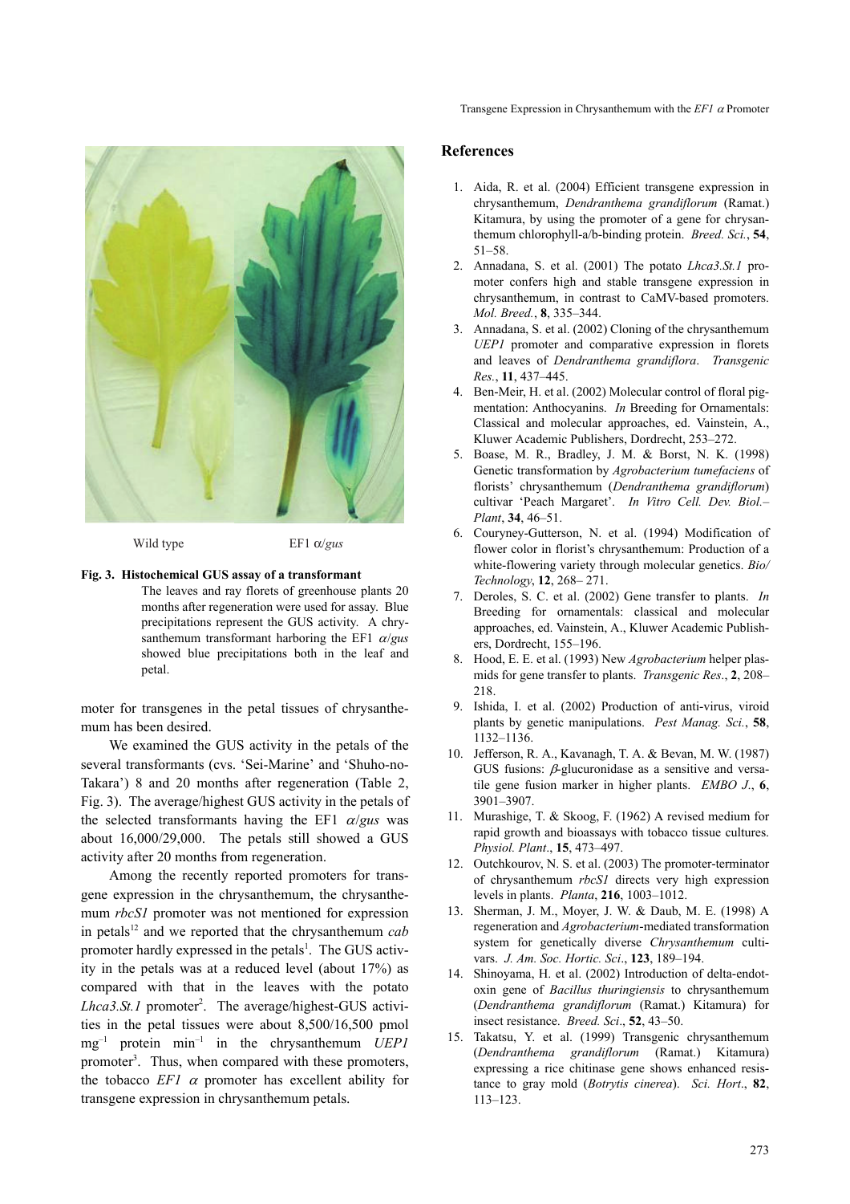Wild type EF1 α/*gus*

**Fig. 3. Histochemical GUS assay of a transformant**

The leaves and ray florets of greenhouse plants 20 months after regeneration were used for assay. Blue precipitations represent the GUS activity. A chrysanthemum transformant harboring the EF1 $\alpha$/*gus* showed blue precipitations both in the leaf and petal.

moter for transgenes in the petal tissues of chrysanthemum has been desired.

We examined the GUS activity in the petals of the several transformants (cvs. 'Sei-Marine' and 'Shuho-no-Takara') 8 and 20 months after regeneration (Table 2, Fig. 3). The average/highest GUS activity in the petals of the selected transformants having the EF1 $\alpha$/*gus* was about 16,000/29,000. The petals still showed a GUS activity after 20 months from regeneration.

Among the recently reported promoters for transgene expression in the chrysanthemum, the chrysanthemum *rbcS1* promoter was not mentioned for expression in petals[12] and we reported that the chrysanthemum *cab* promoter hardly expressed in the petals[1]. The GUS activity in the petals was at a reduced level (about 17%) as compared with that in the leaves with the potato *Lhca3.St.1* promoter[2]. The average/highest-GUS activities in the petal tissues were about 8,500/16,500 pmol $mg^{-1}$ protein $min^{-1}$ in the chrysanthemum *UEP1* promoter[3]. Thus, when compared with these promoters, the tobacco *EF1* $\alpha$ promoter has excellent ability for transgene expression in chrysanthemum petals.

## References

1. Aida, R. et al. (2004) Efficient transgene expression in chrysanthemum, *Dendranthema grandiflorum* (Ramat.) Kitamura, by using the promoter of a gene for chrysanthemum chlorophyll-a/b-binding protein. *Breed. Sci.*, **54**, 51–58.
2. Annadana, S. et al. (2001) The potato *Lhca3.St.1* promoter confers high and stable transgene expression in chrysanthemum, in contrast to CaMV-based promoters. *Mol. Breed.*, **8**, 335–344.
3. Annadana, S. et al. (2002) Cloning of the chrysanthemum *UEP1* promoter and comparative expression in florets and leaves of *Dendranthema grandiflora*. *Transgenic Res.*, **11**, 437–445.
4. Ben-Meir, H. et al. (2002) Molecular control of floral pigmentation: Anthocyanins. *In* Breeding for Ornamentals: Classical and molecular approaches, ed. Vainstein, A., Kluwer Academic Publishers, Dordrecht, 253–272.
5. Boase, M. R., Bradley, J. M. & Borst, N. K. (1998) Genetic transformation by *Agrobacterium tumefaciens* of florists' chrysanthemum (*Dendranthema grandiflorum*) cultivar 'Peach Margaret'. *In Vitro Cell. Dev. Biol.–Plant*, **34**, 46–51.
6. Couryney-Gutterson, N. et al. (1994) Modification of flower color in florist's chrysanthemum: Production of a white-flowering variety through molecular genetics. *Bio/Technology*, **12**, 268– 271.
7. Deroles, S. C. et al. (2002) Gene transfer to plants. *In* Breeding for ornamentals: classical and molecular approaches, ed. Vainstein, A., Kluwer Academic Publishers, Dordrecht, 155–196.
8. Hood, E. E. et al. (1993) New *Agrobacterium* helper plasmids for gene transfer to plants. *Transgenic Res.*, **2**, 208–218.
9. Ishida, I. et al. (2002) Production of anti-virus, viroid plants by genetic manipulations. *Pest Manag. Sci.*, **58**, 1132–1136.
10. Jefferson, R. A., Kavanagh, T. A. & Bevan, M. W. (1987) GUS fusions: $\beta$-glucuronidase as a sensitive and versatile gene fusion marker in higher plants. *EMBO J.*, **6**, 3901–3907.
11. Murashige, T. & Skoog, F. (1962) A revised medium for rapid growth and bioassays with tobacco tissue cultures. *Physiol. Plant*., **15**, 473–497.
12. Outchkourov, N. S. et al. (2003) The promoter-terminator of chrysanthemum *rbcS1* directs very high expression levels in plants. *Planta*, **216**, 1003–1012.
13. Sherman, J. M., Moyer, J. W. & Daub, M. E. (1998) A regeneration and *Agrobacterium*-mediated transformation system for genetically diverse *Chrysanthemum* cultivars. *J. Am. Soc. Hortic. Sci*., **123**, 189–194.
14. Shinoyama, H. et al. (2002) Introduction of delta-endotoxin gene of *Bacillus thuringiensis* to chrysanthemum (*Dendranthema grandiflorum* (Ramat.) Kitamura) for insect resistance. *Breed. Sci*., **52**, 43–50.
15. Takatsu, Y. et al. (1999) Transgenic chrysanthemum (*Dendranthema grandiflorum* (Ramat.) Kitamura) expressing a rice chitinase gene shows enhanced resistance to gray mold (*Botrytis cinerea*). *Sci. Hort*., **82**, 113–123.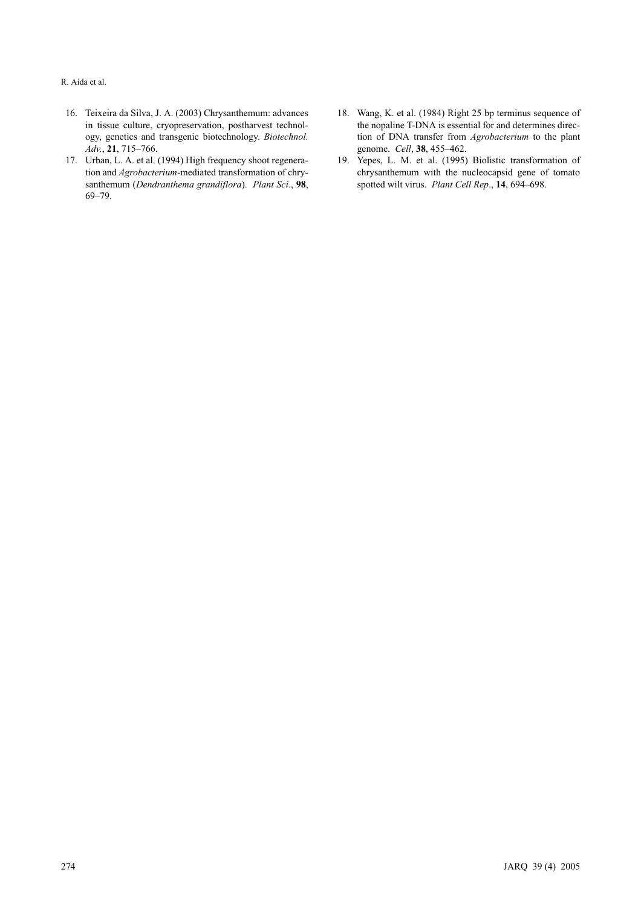16. Teixeira da Silva, J. A. (2003) Chrysanthemum: advances in tissue culture, cryopreservation, postharvest technology, genetics and transgenic biotechnology. *Biotechnol. Adv.*, **21**, 715–766.
17. Urban, L. A. et al. (1994) High frequency shoot regeneration and *Agrobacterium*-mediated transformation of chrysanthemum (*Dendranthema grandiflora*). *Plant Sci*., **98**, 69–79.
18. Wang, K. et al. (1984) Right 25 bp terminus sequence of the nopaline T-DNA is essential for and determines direction of DNA transfer from *Agrobacterium* to the plant genome. *Cell*, **38**, 455–462.
19. Yepes, L. M. et al. (1995) Biolistic transformation of chrysanthemum with the nucleocapsid gene of tomato spotted wilt virus. *Plant Cell Rep*., **14**, 694–698.